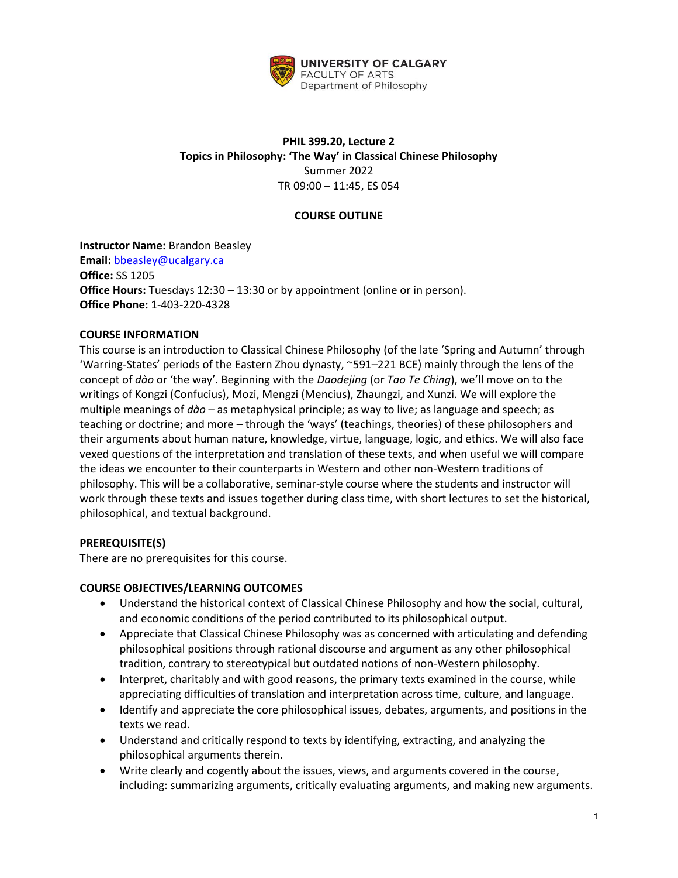UNIVERSITY OF CALGARY
FACULTY OF ARTS
Department of Philosophy

**PHIL 399.20, Lecture 2**
**Topics in Philosophy: 'The Way' in Classical Chinese Philosophy**
Summer 2022
TR 09:00 – 11:45, ES 054

## COURSE OUTLINE

**Instructor Name:** Brandon Beasley
**Email:** bbeasley@ucalgary.ca
**Office:** SS 1205
**Office Hours:** Tuesdays 12:30 – 13:30 or by appointment (online or in person).
**Office Phone:** 1-403-220-4328

### COURSE INFORMATION

This course is an introduction to Classical Chinese Philosophy (of the late 'Spring and Autumn' through 'Warring-States' periods of the Eastern Zhou dynasty, ~591–221 BCE) mainly through the lens of the concept of *dào* or 'the way'. Beginning with the *Daodejing* (or *Tao Te Ching*), we'll move on to the writings of Kongzi (Confucius), Mozi, Mengzi (Mencius), Zhaungzi, and Xunzi. We will explore the multiple meanings of *dào* – as metaphysical principle; as way to live; as language and speech; as teaching or doctrine; and more – through the 'ways' (teachings, theories) of these philosophers and their arguments about human nature, knowledge, virtue, language, logic, and ethics. We will also face vexed questions of the interpretation and translation of these texts, and when useful we will compare the ideas we encounter to their counterparts in Western and other non-Western traditions of philosophy. This will be a collaborative, seminar-style course where the students and instructor will work through these texts and issues together during class time, with short lectures to set the historical, philosophical, and textual background.

### PREREQUISITE(S)

There are no prerequisites for this course.

### COURSE OBJECTIVES/LEARNING OUTCOMES

- Understand the historical context of Classical Chinese Philosophy and how the social, cultural, and economic conditions of the period contributed to its philosophical output.
- Appreciate that Classical Chinese Philosophy was as concerned with articulating and defending philosophical positions through rational discourse and argument as any other philosophical tradition, contrary to stereotypical but outdated notions of non-Western philosophy.
- Interpret, charitably and with good reasons, the primary texts examined in the course, while appreciating difficulties of translation and interpretation across time, culture, and language.
- Identify and appreciate the core philosophical issues, debates, arguments, and positions in the texts we read.
- Understand and critically respond to texts by identifying, extracting, and analyzing the philosophical arguments therein.
- Write clearly and cogently about the issues, views, and arguments covered in the course, including: summarizing arguments, critically evaluating arguments, and making new arguments.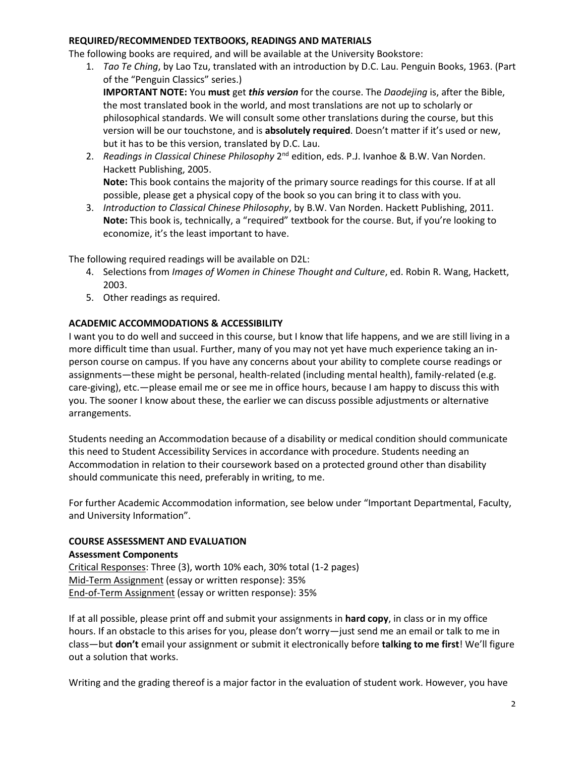## REQUIRED/RECOMMENDED TEXTBOOKS, READINGS AND MATERIALS

The following books are required, and will be available at the University Bookstore:

1. *Tao Te Ching*, by Lao Tzu, translated with an introduction by D.C. Lau. Penguin Books, 1963. (Part of the "Penguin Classics" series.)
   **IMPORTANT NOTE:** You **must** get ***this version*** for the course. The *Daodejing* is, after the Bible, the most translated book in the world, and most translations are not up to scholarly or philosophical standards. We will consult some other translations during the course, but this version will be our touchstone, and is **absolutely required**. Doesn't matter if it's used or new, but it has to be this version, translated by D.C. Lau.
2. *Readings in Classical Chinese Philosophy* 2nd edition, eds. P.J. Ivanhoe & B.W. Van Norden. Hackett Publishing, 2005.
   **Note:** This book contains the majority of the primary source readings for this course. If at all possible, please get a physical copy of the book so you can bring it to class with you.
3. *Introduction to Classical Chinese Philosophy*, by B.W. Van Norden. Hackett Publishing, 2011.
   **Note:** This book is, technically, a "required" textbook for the course. But, if you're looking to economize, it's the least important to have.

The following required readings will be available on D2L:

4. Selections from *Images of Women in Chinese Thought and Culture*, ed. Robin R. Wang, Hackett, 2003.
5. Other readings as required.

## ACADEMIC ACCOMMODATIONS & ACCESSIBILITY

I want you to do well and succeed in this course, but I know that life happens, and we are still living in a more difficult time than usual. Further, many of you may not yet have much experience taking an in-person course on campus. If you have any concerns about your ability to complete course readings or assignments—these might be personal, health-related (including mental health), family-related (e.g. care-giving), etc.—please email me or see me in office hours, because I am happy to discuss this with you. The sooner I know about these, the earlier we can discuss possible adjustments or alternative arrangements.

Students needing an Accommodation because of a disability or medical condition should communicate this need to Student Accessibility Services in accordance with procedure. Students needing an Accommodation in relation to their coursework based on a protected ground other than disability should communicate this need, preferably in writing, to me.

For further Academic Accommodation information, see below under "Important Departmental, Faculty, and University Information".

## COURSE ASSESSMENT AND EVALUATION

### Assessment Components

Critical Responses: Three (3), worth 10% each, 30% total (1-2 pages)
Mid-Term Assignment (essay or written response): 35%
End-of-Term Assignment (essay or written response): 35%

If at all possible, please print off and submit your assignments in **hard copy**, in class or in my office hours. If an obstacle to this arises for you, please don't worry—just send me an email or talk to me in class—but **don't** email your assignment or submit it electronically before **talking to me first**! We'll figure out a solution that works.

Writing and the grading thereof is a major factor in the evaluation of student work. However, you have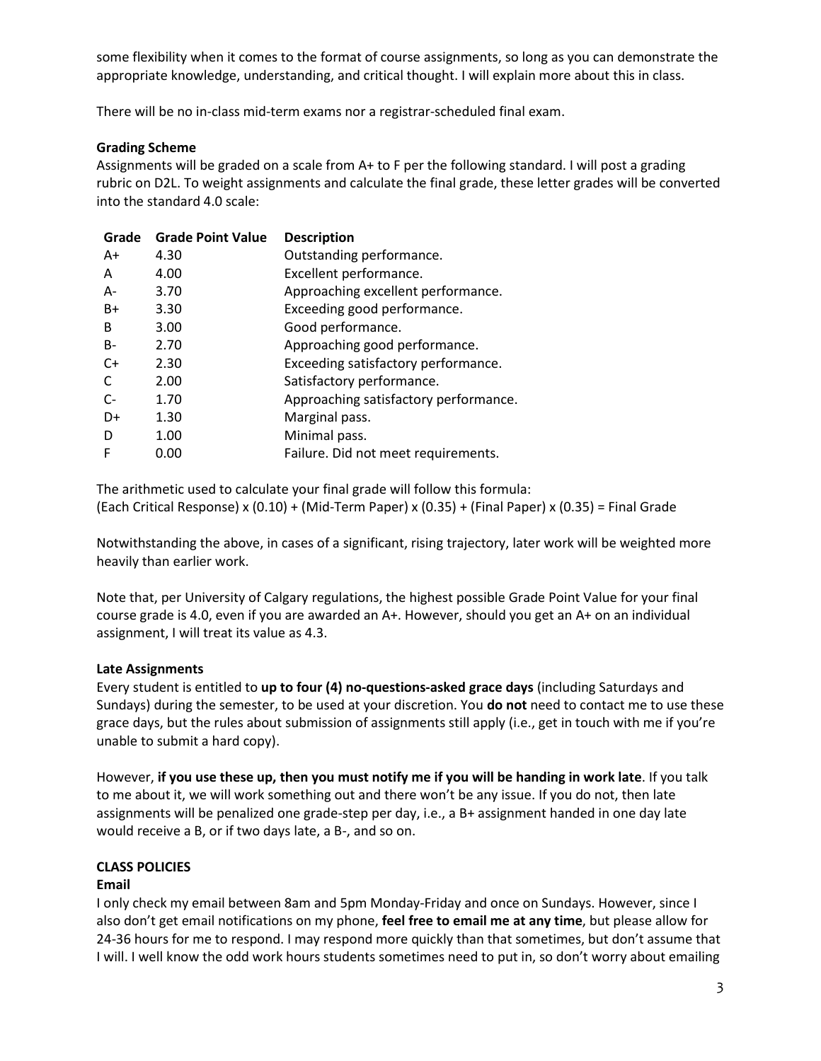some flexibility when it comes to the format of course assignments, so long as you can demonstrate the appropriate knowledge, understanding, and critical thought. I will explain more about this in class.

There will be no in-class mid-term exams nor a registrar-scheduled final exam.

**Grading Scheme**

Assignments will be graded on a scale from A+ to F per the following standard. I will post a grading rubric on D2L. To weight assignments and calculate the final grade, these letter grades will be converted into the standard 4.0 scale:

| Grade | Grade Point Value | Description |
|---|---|---|
| A+ | 4.30 | Outstanding performance. |
| A | 4.00 | Excellent performance. |
| A- | 3.70 | Approaching excellent performance. |
| B+ | 3.30 | Exceeding good performance. |
| B | 3.00 | Good performance. |
| B- | 2.70 | Approaching good performance. |
| C+ | 2.30 | Exceeding satisfactory performance. |
| C | 2.00 | Satisfactory performance. |
| C- | 1.70 | Approaching satisfactory performance. |
| D+ | 1.30 | Marginal pass. |
| D | 1.00 | Minimal pass. |
| F | 0.00 | Failure. Did not meet requirements. |

The arithmetic used to calculate your final grade will follow this formula:
(Each Critical Response) x (0.10) + (Mid-Term Paper) x (0.35) + (Final Paper) x (0.35) = Final Grade

Notwithstanding the above, in cases of a significant, rising trajectory, later work will be weighted more heavily than earlier work.

Note that, per University of Calgary regulations, the highest possible Grade Point Value for your final course grade is 4.0, even if you are awarded an A+. However, should you get an A+ on an individual assignment, I will treat its value as 4.3.

**Late Assignments**

Every student is entitled to **up to four (4) no-questions-asked grace days** (including Saturdays and Sundays) during the semester, to be used at your discretion. You **do not** need to contact me to use these grace days, but the rules about submission of assignments still apply (i.e., get in touch with me if you're unable to submit a hard copy).

However, **if you use these up, then you must notify me if you will be handing in work late**. If you talk to me about it, we will work something out and there won't be any issue. If you do not, then late assignments will be penalized one grade-step per day, i.e., a B+ assignment handed in one day late would receive a B, or if two days late, a B-, and so on.

**CLASS POLICIES**

**Email**

I only check my email between 8am and 5pm Monday-Friday and once on Sundays. However, since I also don't get email notifications on my phone, **feel free to email me at any time**, but please allow for 24-36 hours for me to respond. I may respond more quickly than that sometimes, but don't assume that I will. I well know the odd work hours students sometimes need to put in, so don't worry about emailing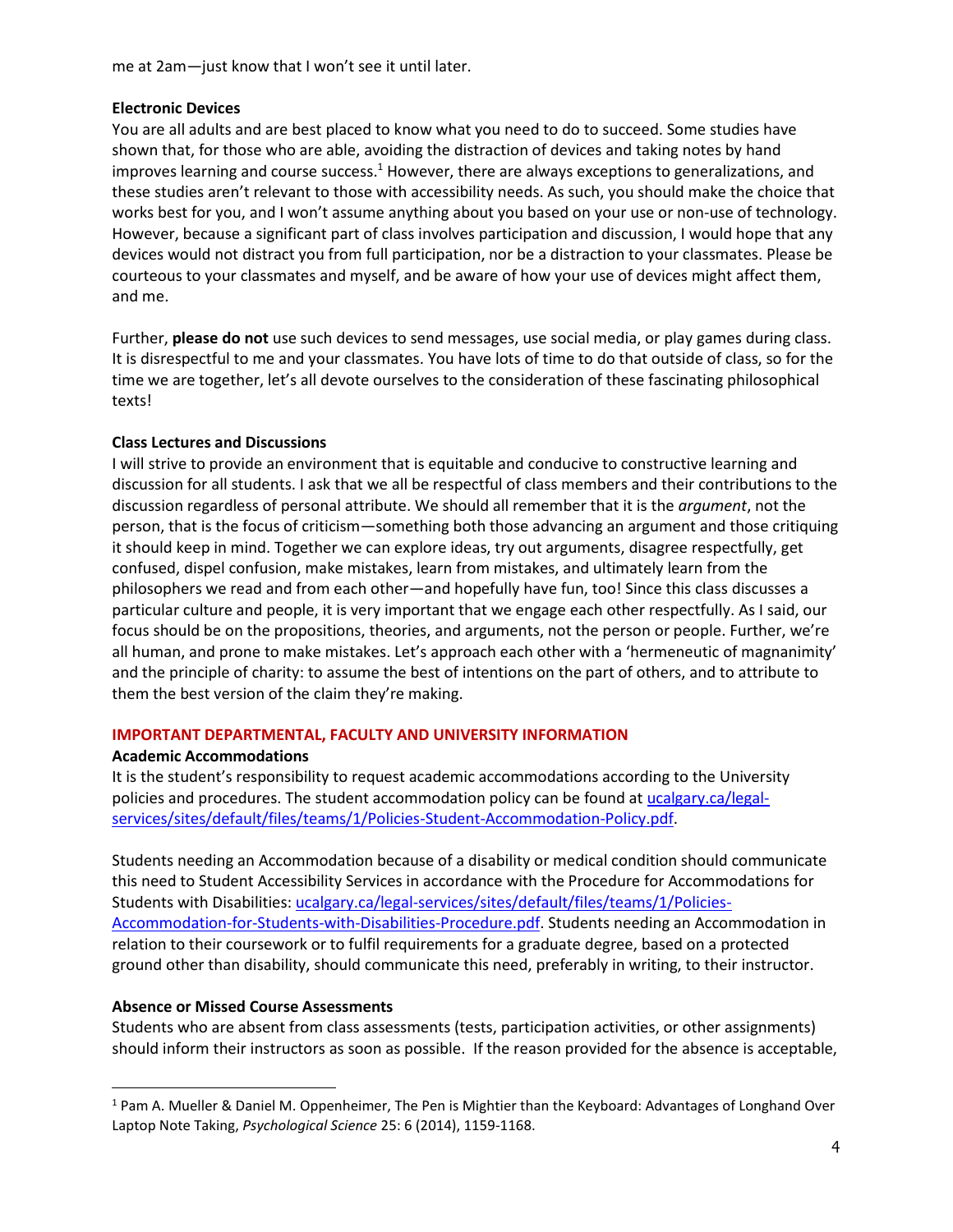me at 2am—just know that I won't see it until later.

**Electronic Devices**

You are all adults and are best placed to know what you need to do to succeed. Some studies have shown that, for those who are able, avoiding the distraction of devices and taking notes by hand improves learning and course success.[1] However, there are always exceptions to generalizations, and these studies aren't relevant to those with accessibility needs. As such, you should make the choice that works best for you, and I won't assume anything about you based on your use or non-use of technology. However, because a significant part of class involves participation and discussion, I would hope that any devices would not distract you from full participation, nor be a distraction to your classmates. Please be courteous to your classmates and myself, and be aware of how your use of devices might affect them, and me.

Further, **please do not** use such devices to send messages, use social media, or play games during class. It is disrespectful to me and your classmates. You have lots of time to do that outside of class, so for the time we are together, let's all devote ourselves to the consideration of these fascinating philosophical texts!

**Class Lectures and Discussions**

I will strive to provide an environment that is equitable and conducive to constructive learning and discussion for all students. I ask that we all be respectful of class members and their contributions to the discussion regardless of personal attribute. We should all remember that it is the *argument*, not the person, that is the focus of criticism—something both those advancing an argument and those critiquing it should keep in mind. Together we can explore ideas, try out arguments, disagree respectfully, get confused, dispel confusion, make mistakes, learn from mistakes, and ultimately learn from the philosophers we read and from each other—and hopefully have fun, too! Since this class discusses a particular culture and people, it is very important that we engage each other respectfully. As I said, our focus should be on the propositions, theories, and arguments, not the person or people. Further, we're all human, and prone to make mistakes. Let's approach each other with a 'hermeneutic of magnanimity' and the principle of charity: to assume the best of intentions on the part of others, and to attribute to them the best version of the claim they're making.

## IMPORTANT DEPARTMENTAL, FACULTY AND UNIVERSITY INFORMATION

**Academic Accommodations**

It is the student's responsibility to request academic accommodations according to the University policies and procedures. The student accommodation policy can be found at [ucalgary.ca/legal-services/sites/default/files/teams/1/Policies-Student-Accommodation-Policy.pdf](ucalgary.ca/legal-services/sites/default/files/teams/1/Policies-Student-Accommodation-Policy.pdf).

Students needing an Accommodation because of a disability or medical condition should communicate this need to Student Accessibility Services in accordance with the Procedure for Accommodations for Students with Disabilities: [ucalgary.ca/legal-services/sites/default/files/teams/1/Policies-Accommodation-for-Students-with-Disabilities-Procedure.pdf](ucalgary.ca/legal-services/sites/default/files/teams/1/Policies-Accommodation-for-Students-with-Disabilities-Procedure.pdf). Students needing an Accommodation in relation to their coursework or to fulfil requirements for a graduate degree, based on a protected ground other than disability, should communicate this need, preferably in writing, to their instructor.

**Absence or Missed Course Assessments**

Students who are absent from class assessments (tests, participation activities, or other assignments) should inform their instructors as soon as possible. If the reason provided for the absence is acceptable,

---

[1] Pam A. Mueller & Daniel M. Oppenheimer, The Pen is Mightier than the Keyboard: Advantages of Longhand Over Laptop Note Taking, *Psychological Science* 25: 6 (2014), 1159-1168.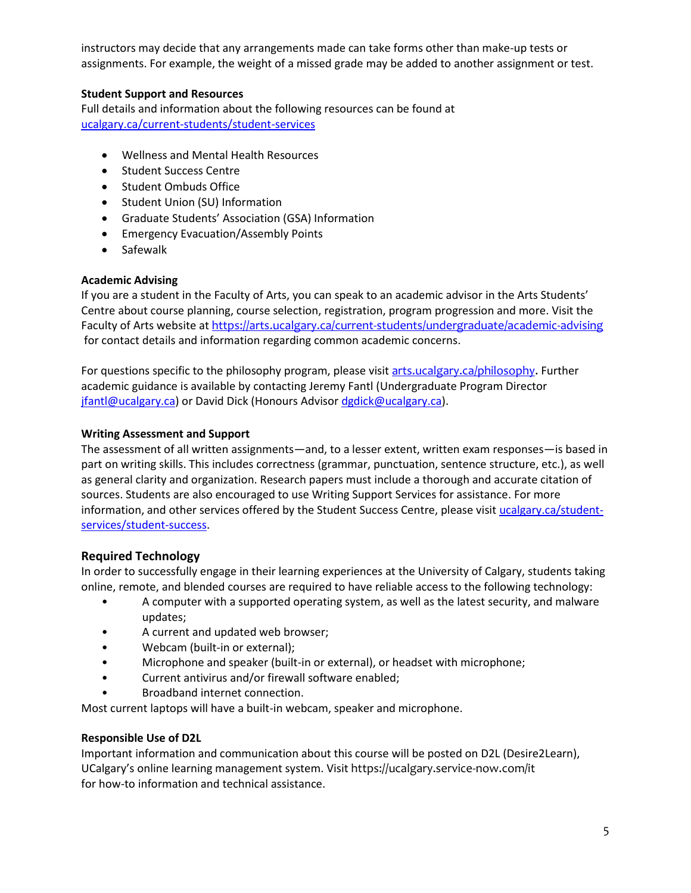instructors may decide that any arrangements made can take forms other than make-up tests or assignments. For example, the weight of a missed grade may be added to another assignment or test.

**Student Support and Resources**

Full details and information about the following resources can be found at [ucalgary.ca/current-students/student-services](ucalgary.ca/current-students/student-services)

- Wellness and Mental Health Resources
- Student Success Centre
- Student Ombuds Office
- Student Union (SU) Information
- Graduate Students' Association (GSA) Information
- Emergency Evacuation/Assembly Points
- Safewalk

**Academic Advising**

If you are a student in the Faculty of Arts, you can speak to an academic advisor in the Arts Students' Centre about course planning, course selection, registration, program progression and more. Visit the Faculty of Arts website at https://arts.ucalgary.ca/current-students/undergraduate/academic-advising for contact details and information regarding common academic concerns.

For questions specific to the philosophy program, please visit arts.ucalgary.ca/philosophy. Further academic guidance is available by contacting Jeremy Fantl (Undergraduate Program Director jfantl@ucalgary.ca) or David Dick (Honours Advisor dgdick@ucalgary.ca).

**Writing Assessment and Support**

The assessment of all written assignments—and, to a lesser extent, written exam responses—is based in part on writing skills. This includes correctness (grammar, punctuation, sentence structure, etc.), as well as general clarity and organization. Research papers must include a thorough and accurate citation of sources. Students are also encouraged to use Writing Support Services for assistance. For more information, and other services offered by the Student Success Centre, please visit ucalgary.ca/student-services/student-success.

## Required Technology

In order to successfully engage in their learning experiences at the University of Calgary, students taking online, remote, and blended courses are required to have reliable access to the following technology:

- A computer with a supported operating system, as well as the latest security, and malware updates;
- A current and updated web browser;
- Webcam (built-in or external);
- Microphone and speaker (built-in or external), or headset with microphone;
- Current antivirus and/or firewall software enabled;
- Broadband internet connection.

Most current laptops will have a built-in webcam, speaker and microphone.

**Responsible Use of D2L**

Important information and communication about this course will be posted on D2L (Desire2Learn), UCalgary's online learning management system. Visit https://ucalgary.service-now.com/it for how-to information and technical assistance.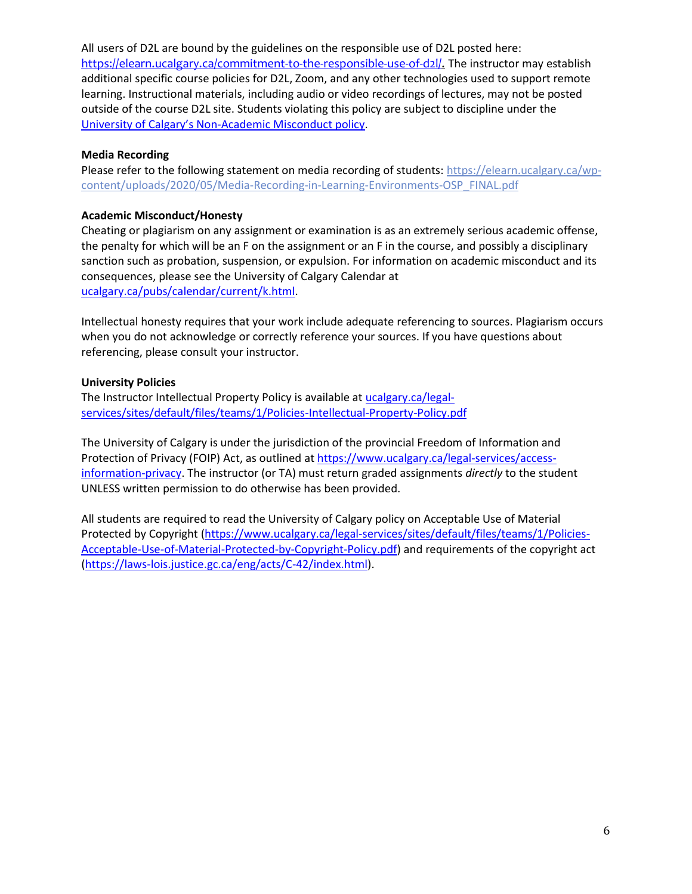All users of D2L are bound by the guidelines on the responsible use of D2L posted here: https://elearn.ucalgary.ca/commitment-to-the-responsible-use-of-d2l/. The instructor may establish additional specific course policies for D2L, Zoom, and any other technologies used to support remote learning. Instructional materials, including audio or video recordings of lectures, may not be posted outside of the course D2L site. Students violating this policy are subject to discipline under the University of Calgary's Non-Academic Misconduct policy.

**Media Recording**
Please refer to the following statement on media recording of students: https://elearn.ucalgary.ca/wp-content/uploads/2020/05/Media-Recording-in-Learning-Environments-OSP_FINAL.pdf

**Academic Misconduct/Honesty**
Cheating or plagiarism on any assignment or examination is as an extremely serious academic offense, the penalty for which will be an F on the assignment or an F in the course, and possibly a disciplinary sanction such as probation, suspension, or expulsion. For information on academic misconduct and its consequences, please see the University of Calgary Calendar at ucalgary.ca/pubs/calendar/current/k.html.

Intellectual honesty requires that your work include adequate referencing to sources. Plagiarism occurs when you do not acknowledge or correctly reference your sources. If you have questions about referencing, please consult your instructor.

**University Policies**
The Instructor Intellectual Property Policy is available at ucalgary.ca/legal-services/sites/default/files/teams/1/Policies-Intellectual-Property-Policy.pdf

The University of Calgary is under the jurisdiction of the provincial Freedom of Information and Protection of Privacy (FOIP) Act, as outlined at https://www.ucalgary.ca/legal-services/access-information-privacy. The instructor (or TA) must return graded assignments *directly* to the student UNLESS written permission to do otherwise has been provided.

All students are required to read the University of Calgary policy on Acceptable Use of Material Protected by Copyright (https://www.ucalgary.ca/legal-services/sites/default/files/teams/1/Policies-Acceptable-Use-of-Material-Protected-by-Copyright-Policy.pdf) and requirements of the copyright act (https://laws-lois.justice.gc.ca/eng/acts/C-42/index.html).